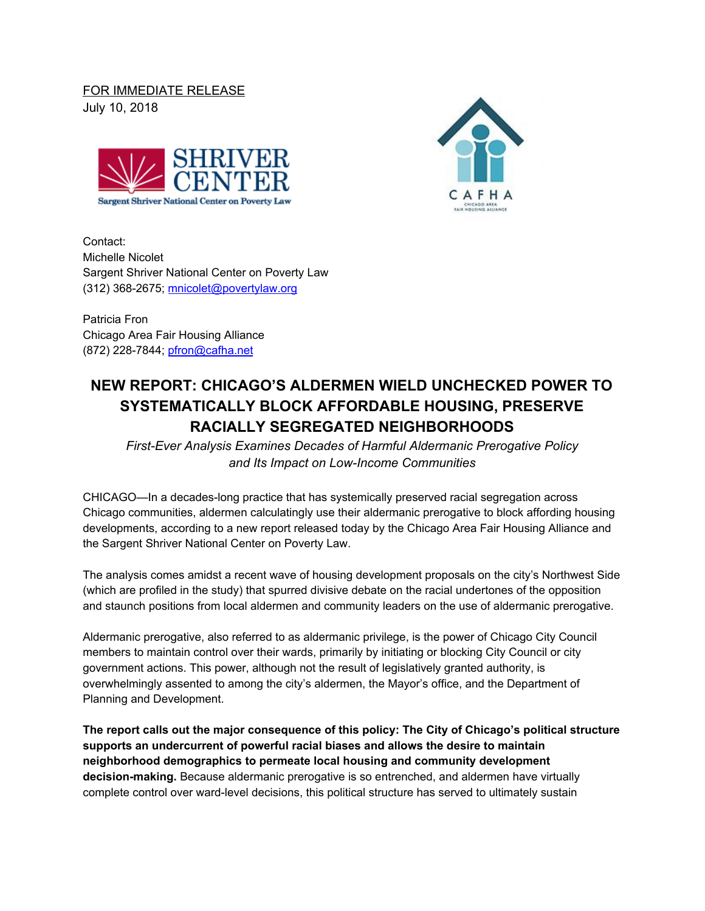FOR IMMEDIATE RELEASE
July 10, 2018

Contact:
Michelle Nicolet
Sargent Shriver National Center on Poverty Law
(312) 368-2675; mnicolet@povertylaw.org

Patricia Fron
Chicago Area Fair Housing Alliance
(872) 228-7844; pfron@cafha.net

# NEW REPORT: CHICAGO'S ALDERMEN WIELD UNCHECKED POWER TO SYSTEMATICALLY BLOCK AFFORDABLE HOUSING, PRESERVE RACIALLY SEGREGATED NEIGHBORHOODS

*First-Ever Analysis Examines Decades of Harmful Aldermanic Prerogative Policy and Its Impact on Low-Income Communities*

CHICAGO—In a decades-long practice that has systemically preserved racial segregation across Chicago communities, aldermen calculatingly use their aldermanic prerogative to block affording housing developments, according to a new report released today by the Chicago Area Fair Housing Alliance and the Sargent Shriver National Center on Poverty Law.

The analysis comes amidst a recent wave of housing development proposals on the city's Northwest Side (which are profiled in the study) that spurred divisive debate on the racial undertones of the opposition and staunch positions from local aldermen and community leaders on the use of aldermanic prerogative.

Aldermanic prerogative, also referred to as aldermanic privilege, is the power of Chicago City Council members to maintain control over their wards, primarily by initiating or blocking City Council or city government actions. This power, although not the result of legislatively granted authority, is overwhelmingly assented to among the city's aldermen, the Mayor's office, and the Department of Planning and Development.

**The report calls out the major consequence of this policy: The City of Chicago's political structure supports an undercurrent of powerful racial biases and allows the desire to maintain neighborhood demographics to permeate local housing and community development decision-making.** Because aldermanic prerogative is so entrenched, and aldermen have virtually complete control over ward-level decisions, this political structure has served to ultimately sustain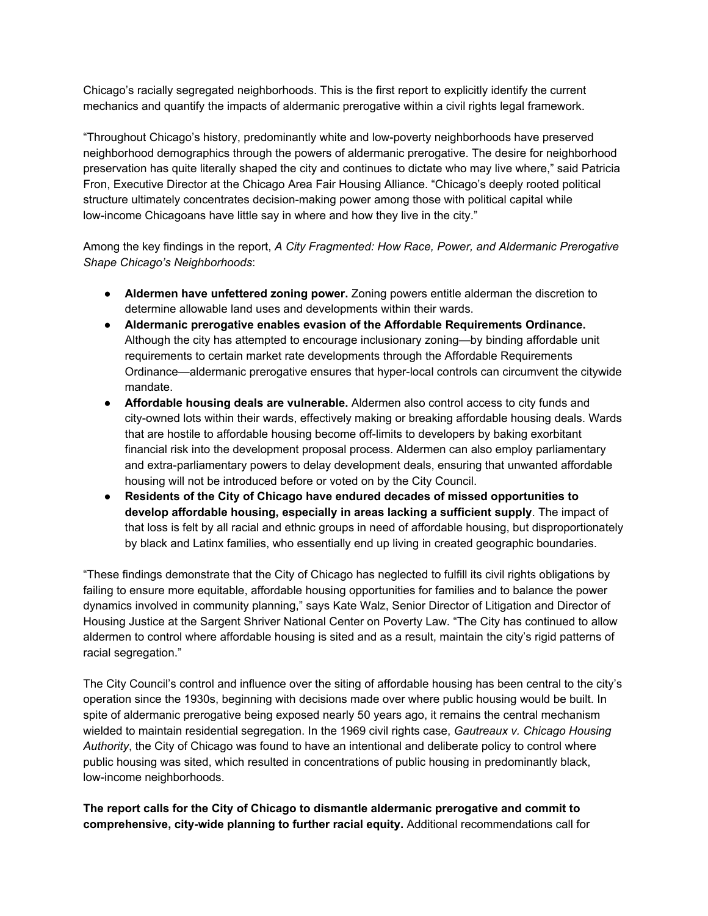Chicago's racially segregated neighborhoods. This is the first report to explicitly identify the current mechanics and quantify the impacts of aldermanic prerogative within a civil rights legal framework.

"Throughout Chicago's history, predominantly white and low-poverty neighborhoods have preserved neighborhood demographics through the powers of aldermanic prerogative. The desire for neighborhood preservation has quite literally shaped the city and continues to dictate who may live where," said Patricia Fron, Executive Director at the Chicago Area Fair Housing Alliance. "Chicago's deeply rooted political structure ultimately concentrates decision-making power among those with political capital while low-income Chicagoans have little say in where and how they live in the city."

Among the key findings in the report, *A City Fragmented: How Race, Power, and Aldermanic Prerogative Shape Chicago's Neighborhoods*:

- **Aldermen have unfettered zoning power.** Zoning powers entitle alderman the discretion to determine allowable land uses and developments within their wards.
- **Aldermanic prerogative enables evasion of the Affordable Requirements Ordinance.** Although the city has attempted to encourage inclusionary zoning—by binding affordable unit requirements to certain market rate developments through the Affordable Requirements Ordinance—aldermanic prerogative ensures that hyper-local controls can circumvent the citywide mandate.
- **Affordable housing deals are vulnerable.** Aldermen also control access to city funds and city-owned lots within their wards, effectively making or breaking affordable housing deals. Wards that are hostile to affordable housing become off-limits to developers by baking exorbitant financial risk into the development proposal process. Aldermen can also employ parliamentary and extra-parliamentary powers to delay development deals, ensuring that unwanted affordable housing will not be introduced before or voted on by the City Council.
- **Residents of the City of Chicago have endured decades of missed opportunities to develop affordable housing, especially in areas lacking a sufficient supply**. The impact of that loss is felt by all racial and ethnic groups in need of affordable housing, but disproportionately by black and Latinx families, who essentially end up living in created geographic boundaries.

"These findings demonstrate that the City of Chicago has neglected to fulfill its civil rights obligations by failing to ensure more equitable, affordable housing opportunities for families and to balance the power dynamics involved in community planning," says Kate Walz, Senior Director of Litigation and Director of Housing Justice at the Sargent Shriver National Center on Poverty Law. "The City has continued to allow aldermen to control where affordable housing is sited and as a result, maintain the city's rigid patterns of racial segregation."

The City Council's control and influence over the siting of affordable housing has been central to the city's operation since the 1930s, beginning with decisions made over where public housing would be built. In spite of aldermanic prerogative being exposed nearly 50 years ago, it remains the central mechanism wielded to maintain residential segregation. In the 1969 civil rights case, *Gautreaux v. Chicago Housing Authority*, the City of Chicago was found to have an intentional and deliberate policy to control where public housing was sited, which resulted in concentrations of public housing in predominantly black, low-income neighborhoods.

**The report calls for the City of Chicago to dismantle aldermanic prerogative and commit to comprehensive, city-wide planning to further racial equity.** Additional recommendations call for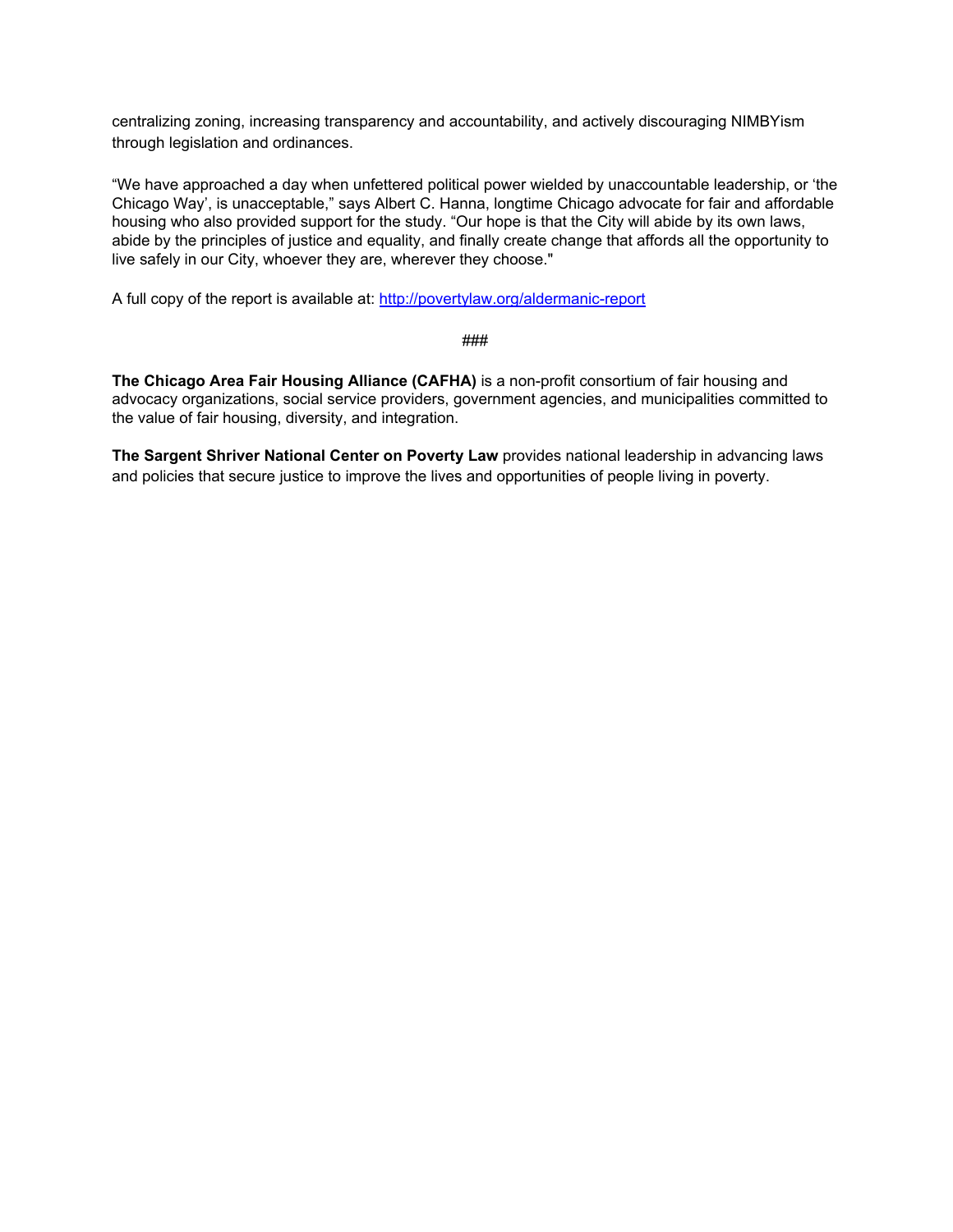centralizing zoning, increasing transparency and accountability, and actively discouraging NIMBYism through legislation and ordinances.

“We have approached a day when unfettered political power wielded by unaccountable leadership, or ‘the Chicago Way’, is unacceptable,” says Albert C. Hanna, longtime Chicago advocate for fair and affordable housing who also provided support for the study. “Our hope is that the City will abide by its own laws, abide by the principles of justice and equality, and finally create change that affords all the opportunity to live safely in our City, whoever they are, wherever they choose."

A full copy of the report is available at: [http://povertylaw.org/aldermanic-report](http://povertylaw.org/aldermanic-report)

###

**The Chicago Area Fair Housing Alliance (CAFHA)** is a non-profit consortium of fair housing and advocacy organizations, social service providers, government agencies, and municipalities committed to the value of fair housing, diversity, and integration.

**The Sargent Shriver National Center on Poverty Law** provides national leadership in advancing laws and policies that secure justice to improve the lives and opportunities of people living in poverty.